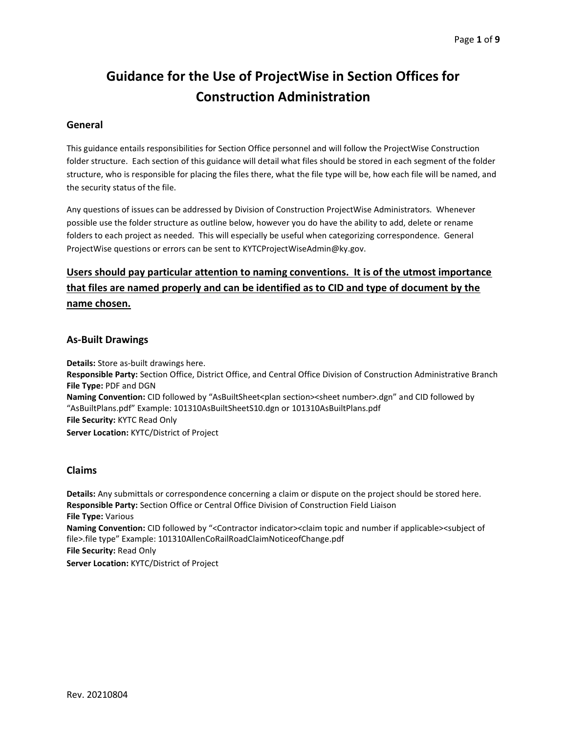# Guidance for the Use of ProjectWise in Section Offices for Construction Administration

## General

This guidance entails responsibilities for Section Office personnel and will follow the ProjectWise Construction folder structure. Each section of this guidance will detail what files should be stored in each segment of the folder structure, who is responsible for placing the files there, what the file type will be, how each file will be named, and the security status of the file.

Any questions of issues can be addressed by Division of Construction ProjectWise Administrators. Whenever possible use the folder structure as outline below, however you do have the ability to add, delete or rename folders to each project as needed. This will especially be useful when categorizing correspondence. General ProjectWise questions or errors can be sent to KYTCProjectWiseAdmin@ky.gov.

**Users should pay particular attention to naming conventions. It is of the utmost importance that files are named properly and can be identified as to CID and type of document by the name chosen.**

## As-Built Drawings

**Details:** Store as-built drawings here.
**Responsible Party:** Section Office, District Office, and Central Office Division of Construction Administrative Branch
**File Type:** PDF and DGN
**Naming Convention:** CID followed by "AsBuiltSheet<plan section><sheet number>.dgn" and CID followed by "AsBuiltPlans.pdf" Example: 101310AsBuiltSheetS10.dgn or 101310AsBuiltPlans.pdf
**File Security:** KYTC Read Only
**Server Location:** KYTC/District of Project

## Claims

**Details:** Any submittals or correspondence concerning a claim or dispute on the project should be stored here.
**Responsible Party:** Section Office or Central Office Division of Construction Field Liaison
**File Type:** Various
**Naming Convention:** CID followed by "<Contractor indicator><claim topic and number if applicable><subject of file>.file type" Example: 101310AllenCoRailRoadClaimNoticeofChange.pdf
**File Security:** Read Only
**Server Location:** KYTC/District of Project

Rev. 20210804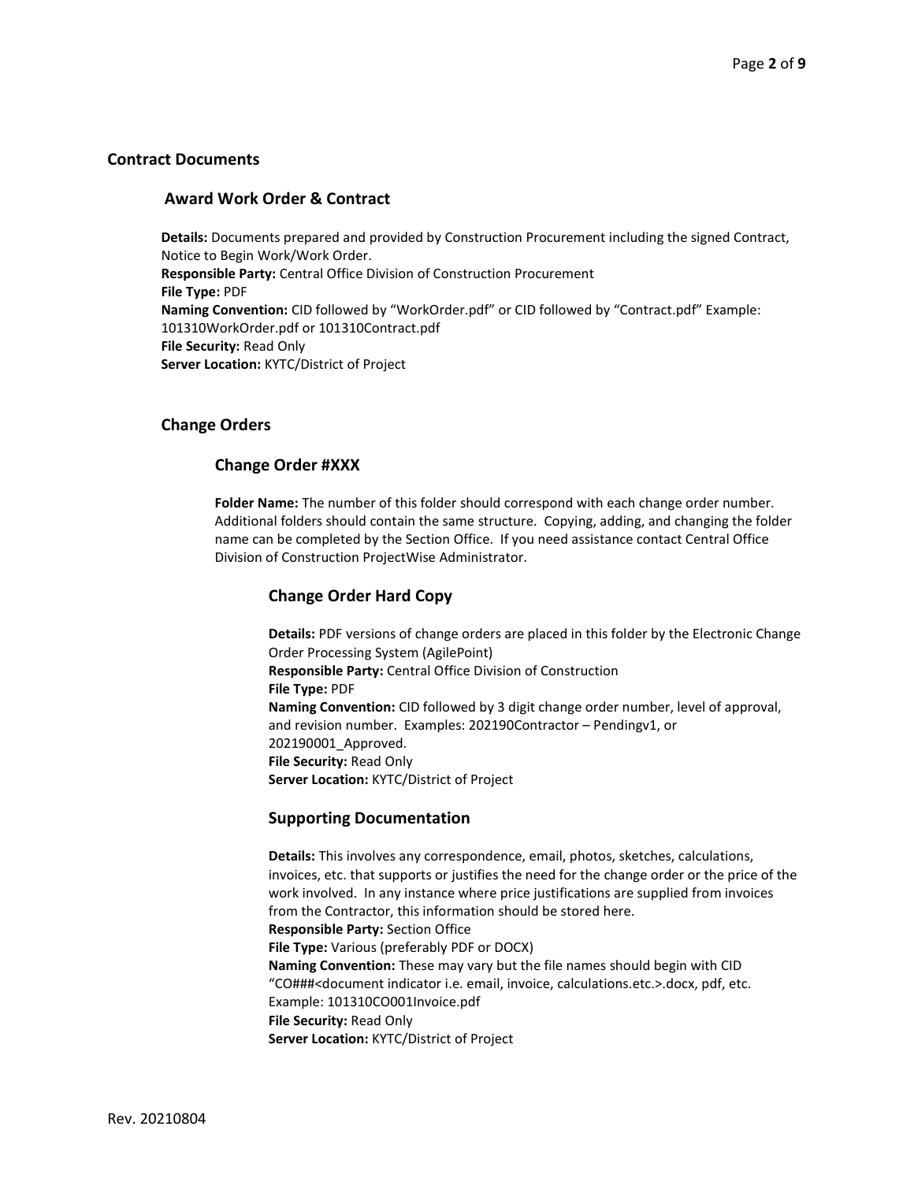# Contract Documents

## Award Work Order & Contract

**Details:** Documents prepared and provided by Construction Procurement including the signed Contract, Notice to Begin Work/Work Order.
**Responsible Party:** Central Office Division of Construction Procurement
**File Type:** PDF
**Naming Convention:** CID followed by "WorkOrder.pdf" or CID followed by "Contract.pdf" Example: 101310WorkOrder.pdf or 101310Contract.pdf
**File Security:** Read Only
**Server Location:** KYTC/District of Project

## Change Orders

### Change Order #XXX

**Folder Name:** The number of this folder should correspond with each change order number. Additional folders should contain the same structure. Copying, adding, and changing the folder name can be completed by the Section Office. If you need assistance contact Central Office Division of Construction ProjectWise Administrator.

#### Change Order Hard Copy

**Details:** PDF versions of change orders are placed in this folder by the Electronic Change Order Processing System (AgilePoint)
**Responsible Party:** Central Office Division of Construction
**File Type:** PDF
**Naming Convention:** CID followed by 3 digit change order number, level of approval, and revision number. Examples: 202190Contractor – Pendingv1, or 202190001_Approved.
**File Security:** Read Only
**Server Location:** KYTC/District of Project

#### Supporting Documentation

**Details:** This involves any correspondence, email, photos, sketches, calculations, invoices, etc. that supports or justifies the need for the change order or the price of the work involved. In any instance where price justifications are supplied from invoices from the Contractor, this information should be stored here.
**Responsible Party:** Section Office
**File Type:** Various (preferably PDF or DOCX)
**Naming Convention:** These may vary but the file names should begin with CID "CO###<document indicator i.e. email, invoice, calculations.etc.>.docx, pdf, etc. Example: 101310CO001Invoice.pdf
**File Security:** Read Only
**Server Location:** KYTC/District of Project

Rev. 20210804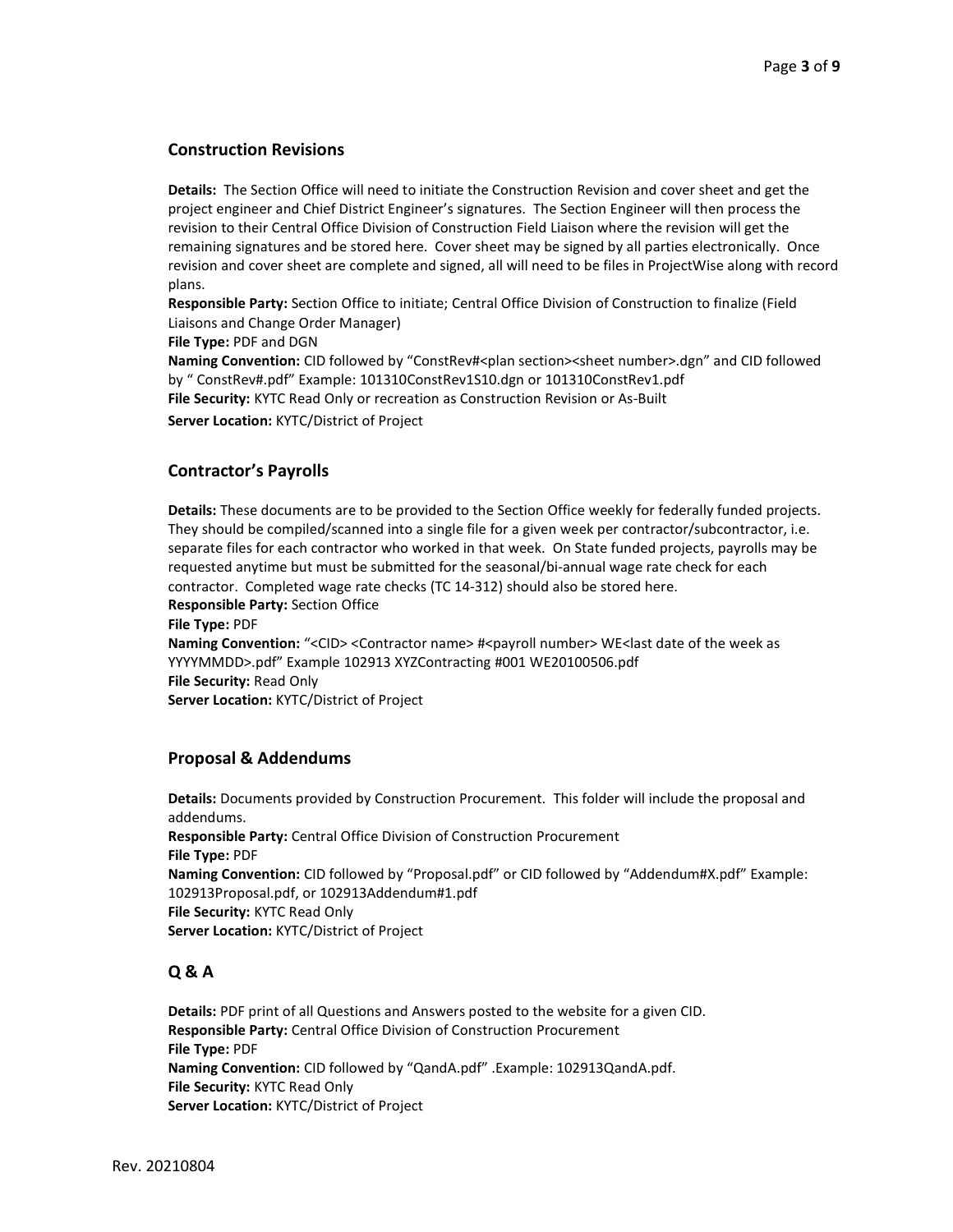## Construction Revisions

**Details:** The Section Office will need to initiate the Construction Revision and cover sheet and get the project engineer and Chief District Engineer's signatures. The Section Engineer will then process the revision to their Central Office Division of Construction Field Liaison where the revision will get the remaining signatures and be stored here. Cover sheet may be signed by all parties electronically. Once revision and cover sheet are complete and signed, all will need to be files in ProjectWise along with record plans.
**Responsible Party:** Section Office to initiate; Central Office Division of Construction to finalize (Field Liaisons and Change Order Manager)
**File Type:** PDF and DGN
**Naming Convention:** CID followed by "ConstRev#<plan section><sheet number>.dgn" and CID followed by " ConstRev#.pdf" Example: 101310ConstRev1S10.dgn or 101310ConstRev1.pdf
**File Security:** KYTC Read Only or recreation as Construction Revision or As-Built
**Server Location:** KYTC/District of Project

## Contractor's Payrolls

**Details:** These documents are to be provided to the Section Office weekly for federally funded projects. They should be compiled/scanned into a single file for a given week per contractor/subcontractor, i.e. separate files for each contractor who worked in that week. On State funded projects, payrolls may be requested anytime but must be submitted for the seasonal/bi-annual wage rate check for each contractor. Completed wage rate checks (TC 14-312) should also be stored here.
**Responsible Party:** Section Office
**File Type:** PDF
**Naming Convention:** "<CID> <Contractor name> #<payroll number> WE<last date of the week as YYYYMMDD>.pdf" Example 102913 XYZContracting #001 WE20100506.pdf
**File Security:** Read Only
**Server Location:** KYTC/District of Project

## Proposal & Addendums

**Details:** Documents provided by Construction Procurement. This folder will include the proposal and addendums.
**Responsible Party:** Central Office Division of Construction Procurement
**File Type:** PDF
**Naming Convention:** CID followed by "Proposal.pdf" or CID followed by "Addendum#X.pdf" Example: 102913Proposal.pdf, or 102913Addendum#1.pdf
**File Security:** KYTC Read Only
**Server Location:** KYTC/District of Project

## Q & A

**Details:** PDF print of all Questions and Answers posted to the website for a given CID.
**Responsible Party:** Central Office Division of Construction Procurement
**File Type:** PDF
**Naming Convention:** CID followed by "QandA.pdf" .Example: 102913QandA.pdf.
**File Security:** KYTC Read Only
**Server Location:** KYTC/District of Project

Rev. 20210804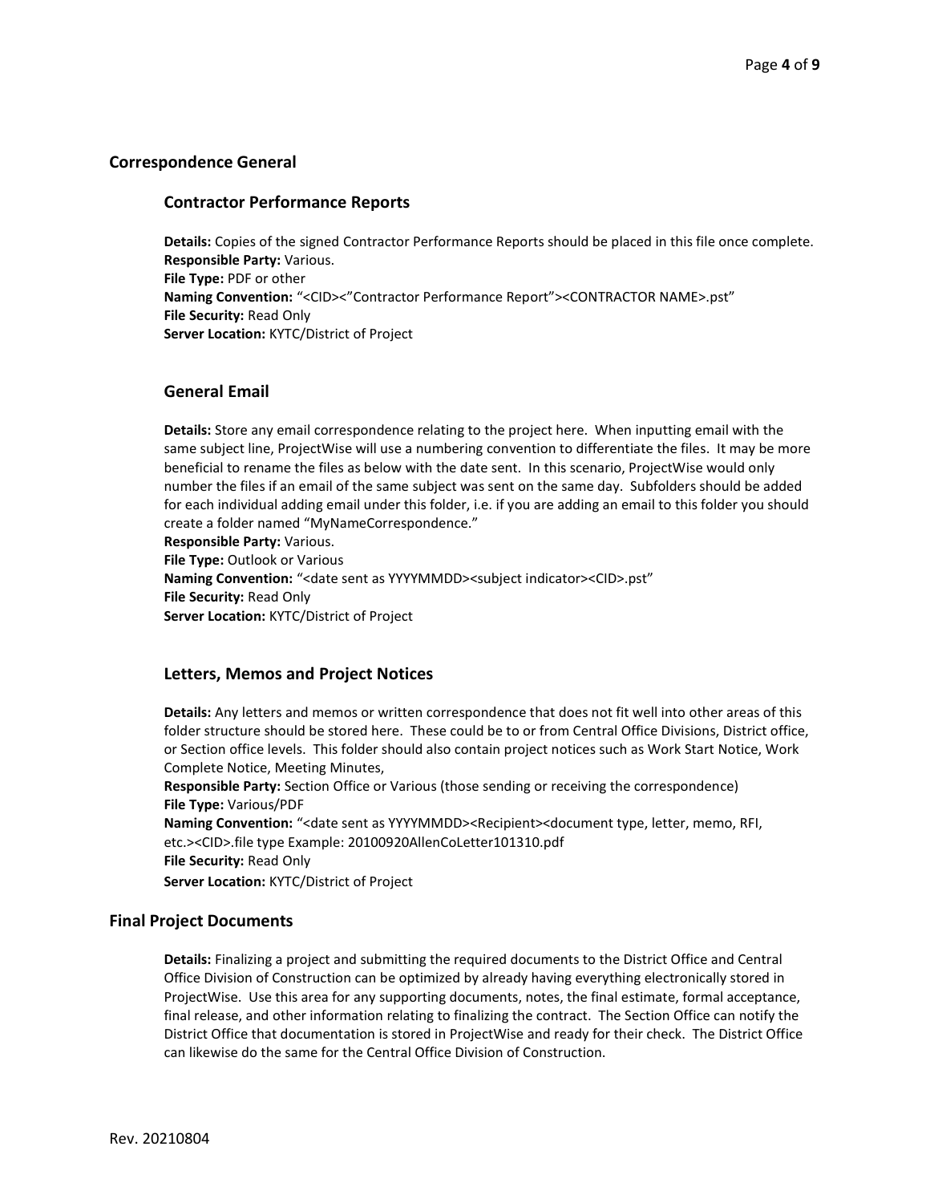## Correspondence General

### Contractor Performance Reports

**Details:** Copies of the signed Contractor Performance Reports should be placed in this file once complete.
**Responsible Party:** Various.
**File Type:** PDF or other
**Naming Convention:** "<CID><"Contractor Performance Report"><CONTRACTOR NAME>.pst"
**File Security:** Read Only
**Server Location:** KYTC/District of Project

### General Email

**Details:** Store any email correspondence relating to the project here. When inputting email with the same subject line, ProjectWise will use a numbering convention to differentiate the files. It may be more beneficial to rename the files as below with the date sent. In this scenario, ProjectWise would only number the files if an email of the same subject was sent on the same day. Subfolders should be added for each individual adding email under this folder, i.e. if you are adding an email to this folder you should create a folder named "MyNameCorrespondence."
**Responsible Party:** Various.
**File Type:** Outlook or Various
**Naming Convention:** "<date sent as YYYYMMDD><subject indicator><CID>.pst"
**File Security:** Read Only
**Server Location:** KYTC/District of Project

### Letters, Memos and Project Notices

**Details:** Any letters and memos or written correspondence that does not fit well into other areas of this folder structure should be stored here. These could be to or from Central Office Divisions, District office, or Section office levels. This folder should also contain project notices such as Work Start Notice, Work Complete Notice, Meeting Minutes,
**Responsible Party:** Section Office or Various (those sending or receiving the correspondence)
**File Type:** Various/PDF
**Naming Convention:** "<date sent as YYYYMMDD><Recipient><document type, letter, memo, RFI, etc.><CID>.file type Example: 20100920AllenCoLetter101310.pdf
**File Security:** Read Only
**Server Location:** KYTC/District of Project

## Final Project Documents

**Details:** Finalizing a project and submitting the required documents to the District Office and Central Office Division of Construction can be optimized by already having everything electronically stored in ProjectWise. Use this area for any supporting documents, notes, the final estimate, formal acceptance, final release, and other information relating to finalizing the contract. The Section Office can notify the District Office that documentation is stored in ProjectWise and ready for their check. The District Office can likewise do the same for the Central Office Division of Construction.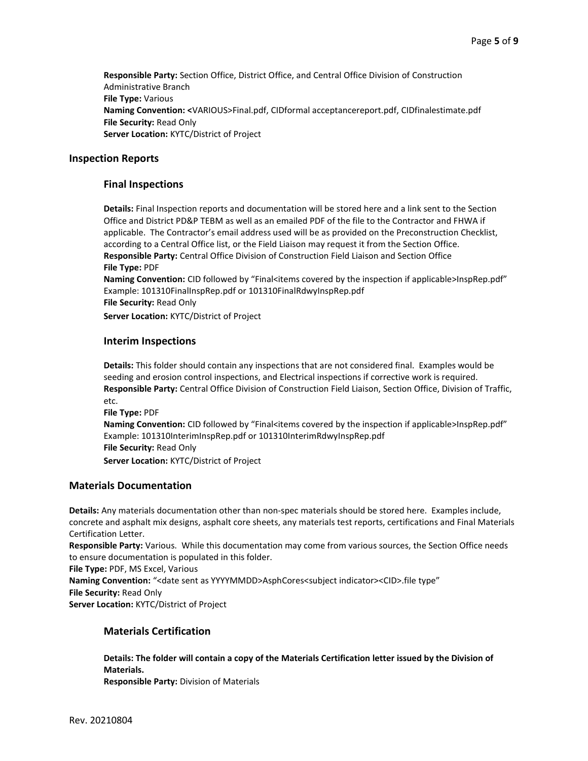**Responsible Party:** Section Office, District Office, and Central Office Division of Construction Administrative Branch
**File Type:** Various
**Naming Convention:** <VARIOUS>Final.pdf, CIDformal acceptancereport.pdf, CIDfinalestimate.pdf
**File Security:** Read Only
**Server Location:** KYTC/District of Project

## Inspection Reports

### Final Inspections

**Details:** Final Inspection reports and documentation will be stored here and a link sent to the Section Office and District PD&P TEBM as well as an emailed PDF of the file to the Contractor and FHWA if applicable. The Contractor's email address used will be as provided on the Preconstruction Checklist, according to a Central Office list, or the Field Liaison may request it from the Section Office.
**Responsible Party:** Central Office Division of Construction Field Liaison and Section Office
**File Type:** PDF
**Naming Convention:** CID followed by "Final<items covered by the inspection if applicable>InspRep.pdf"
Example: 101310FinalInspRep.pdf or 101310FinalRdwyInspRep.pdf
**File Security:** Read Only
**Server Location:** KYTC/District of Project

### Interim Inspections

**Details:** This folder should contain any inspections that are not considered final. Examples would be seeding and erosion control inspections, and Electrical inspections if corrective work is required.
**Responsible Party:** Central Office Division of Construction Field Liaison, Section Office, Division of Traffic, etc.
**File Type:** PDF
**Naming Convention:** CID followed by "Final<items covered by the inspection if applicable>InspRep.pdf"
Example: 101310InterimInspRep.pdf or 101310InterimRdwyInspRep.pdf
**File Security:** Read Only
**Server Location:** KYTC/District of Project

## Materials Documentation

**Details:** Any materials documentation other than non-spec materials should be stored here. Examples include, concrete and asphalt mix designs, asphalt core sheets, any materials test reports, certifications and Final Materials Certification Letter.
**Responsible Party:** Various. While this documentation may come from various sources, the Section Office needs to ensure documentation is populated in this folder.
**File Type:** PDF, MS Excel, Various
**Naming Convention:** "<date sent as YYYYMMDD>AsphCores<subject indicator><CID>.file type"
**File Security:** Read Only
**Server Location:** KYTC/District of Project

### Materials Certification

**Details: The folder will contain a copy of the Materials Certification letter issued by the Division of Materials.**
**Responsible Party:** Division of Materials

Rev. 20210804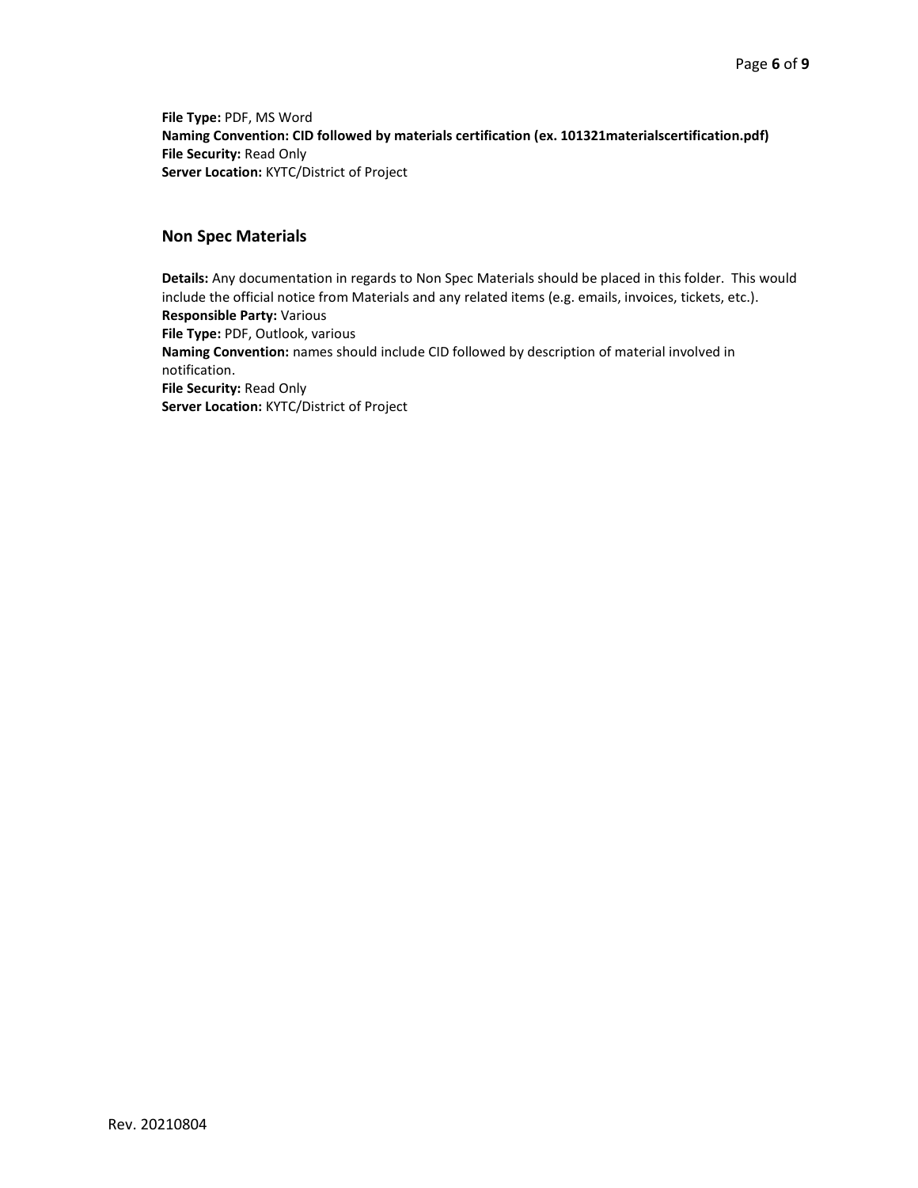**File Type:** PDF, MS Word
**Naming Convention: CID followed by materials certification (ex. 101321materialscertification.pdf)**
**File Security:** Read Only
**Server Location:** KYTC/District of Project

## Non Spec Materials

**Details:** Any documentation in regards to Non Spec Materials should be placed in this folder. This would include the official notice from Materials and any related items (e.g. emails, invoices, tickets, etc.).
**Responsible Party:** Various
**File Type:** PDF, Outlook, various
**Naming Convention:** names should include CID followed by description of material involved in notification.
**File Security:** Read Only
**Server Location:** KYTC/District of Project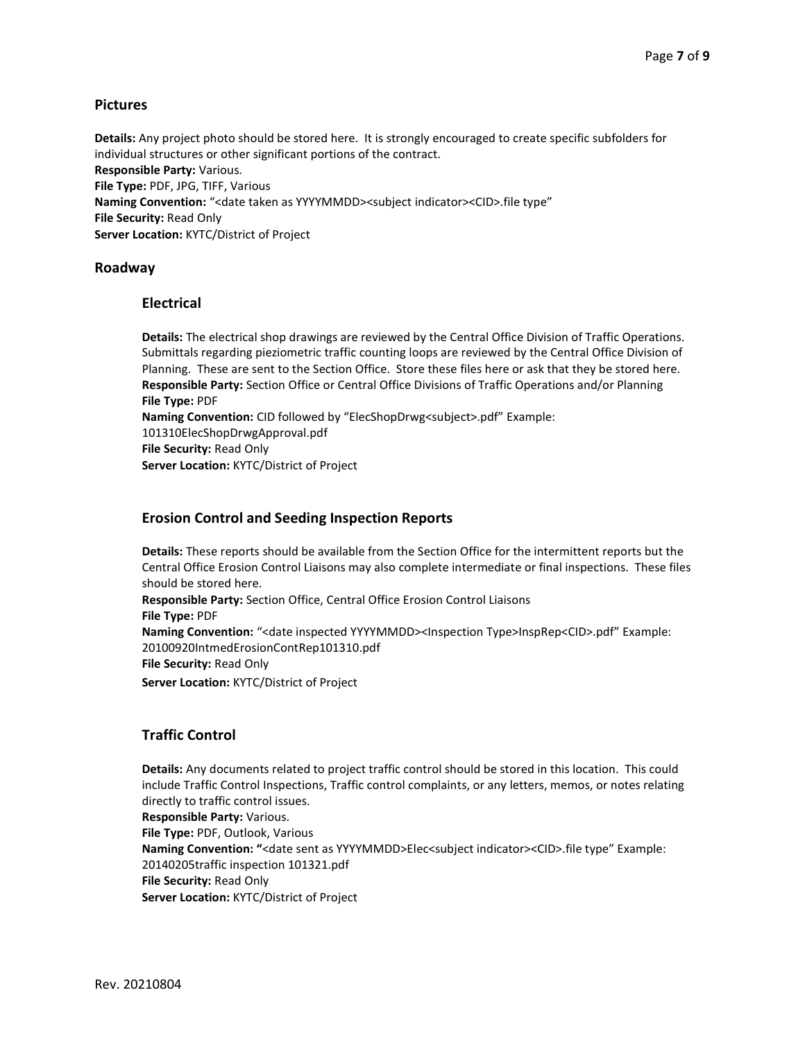## Pictures

**Details:** Any project photo should be stored here. It is strongly encouraged to create specific subfolders for individual structures or other significant portions of the contract.
**Responsible Party:** Various.
**File Type:** PDF, JPG, TIFF, Various
**Naming Convention:** "<date taken as YYYYMMDD><subject indicator><CID>.file type"
**File Security:** Read Only
**Server Location:** KYTC/District of Project

## Roadway

### Electrical

**Details:** The electrical shop drawings are reviewed by the Central Office Division of Traffic Operations. Submittals regarding pieziometric traffic counting loops are reviewed by the Central Office Division of Planning. These are sent to the Section Office. Store these files here or ask that they be stored here.
**Responsible Party:** Section Office or Central Office Divisions of Traffic Operations and/or Planning
**File Type:** PDF
**Naming Convention:** CID followed by "ElecShopDrwg<subject>.pdf" Example: 101310ElecShopDrwgApproval.pdf
**File Security:** Read Only
**Server Location:** KYTC/District of Project

### Erosion Control and Seeding Inspection Reports

**Details:** These reports should be available from the Section Office for the intermittent reports but the Central Office Erosion Control Liaisons may also complete intermediate or final inspections. These files should be stored here.
**Responsible Party:** Section Office, Central Office Erosion Control Liaisons
**File Type:** PDF
**Naming Convention:** "<date inspected YYYYMMDD><Inspection Type>InspRep<CID>.pdf" Example: 20100920IntmedErosionContRep101310.pdf
**File Security:** Read Only
**Server Location:** KYTC/District of Project

### Traffic Control

**Details:** Any documents related to project traffic control should be stored in this location. This could include Traffic Control Inspections, Traffic control complaints, or any letters, memos, or notes relating directly to traffic control issues.
**Responsible Party:** Various.
**File Type:** PDF, Outlook, Various
**Naming Convention:** "<date sent as YYYYMMDD>Elec<subject indicator><CID>.file type" Example: 20140205traffic inspection 101321.pdf
**File Security:** Read Only
**Server Location:** KYTC/District of Project

Rev. 20210804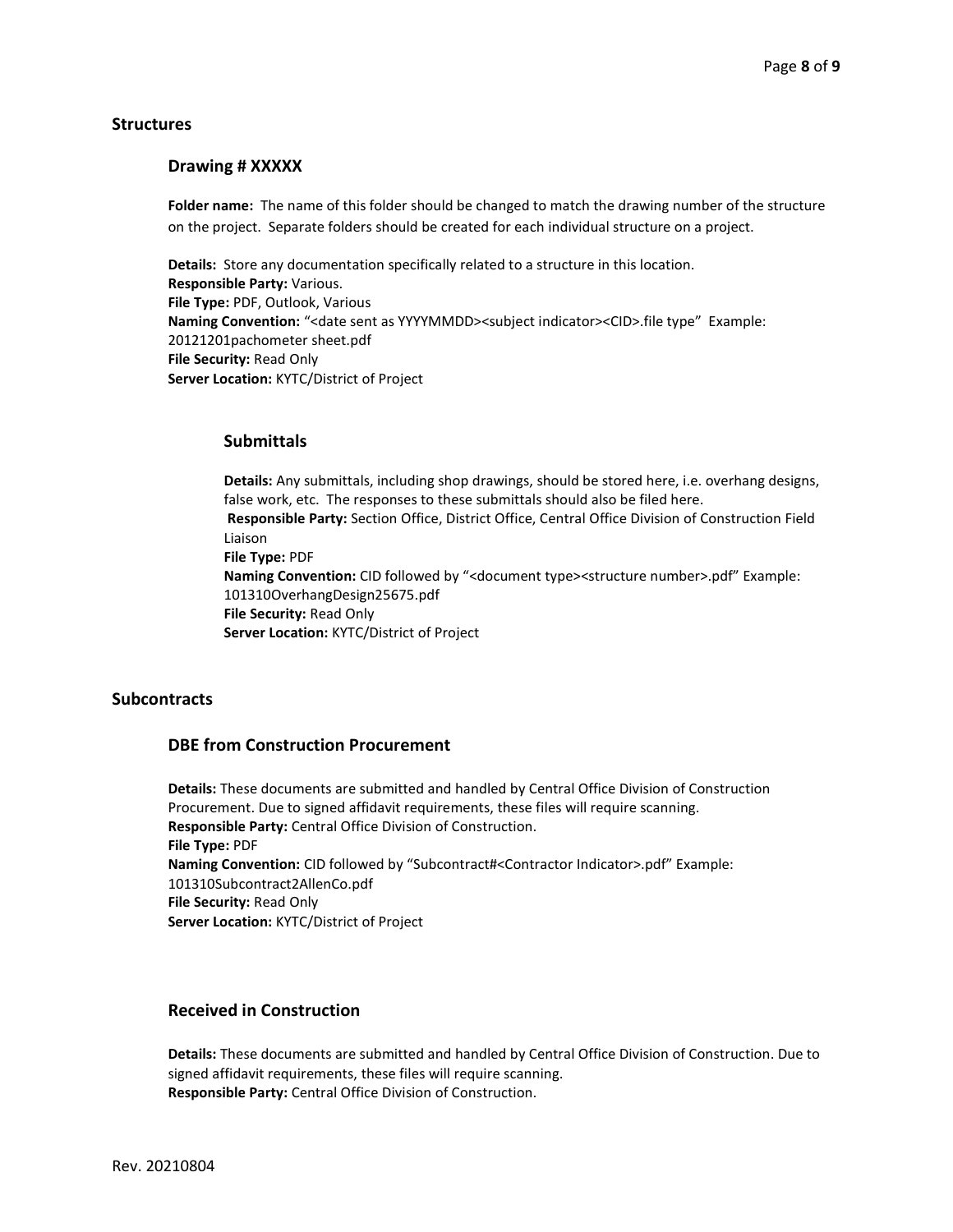## Structures

### Drawing # XXXXX

**Folder name:** The name of this folder should be changed to match the drawing number of the structure on the project. Separate folders should be created for each individual structure on a project.

**Details:** Store any documentation specifically related to a structure in this location.
**Responsible Party:** Various.
**File Type:** PDF, Outlook, Various
**Naming Convention:** "<date sent as YYYYMMDD><subject indicator><CID>.file type" Example: 20121201pachometer sheet.pdf
**File Security:** Read Only
**Server Location:** KYTC/District of Project

#### Submittals

**Details:** Any submittals, including shop drawings, should be stored here, i.e. overhang designs, false work, etc. The responses to these submittals should also be filed here.
**Responsible Party:** Section Office, District Office, Central Office Division of Construction Field Liaison
**File Type:** PDF
**Naming Convention:** CID followed by "<document type><structure number>.pdf" Example: 101310OverhangDesign25675.pdf
**File Security:** Read Only
**Server Location:** KYTC/District of Project

## Subcontracts

### DBE from Construction Procurement

**Details:** These documents are submitted and handled by Central Office Division of Construction Procurement. Due to signed affidavit requirements, these files will require scanning.
**Responsible Party:** Central Office Division of Construction.
**File Type:** PDF
**Naming Convention:** CID followed by "Subcontract#<Contractor Indicator>.pdf" Example: 101310Subcontract2AllenCo.pdf
**File Security:** Read Only
**Server Location:** KYTC/District of Project

### Received in Construction

**Details:** These documents are submitted and handled by Central Office Division of Construction. Due to signed affidavit requirements, these files will require scanning.
**Responsible Party:** Central Office Division of Construction.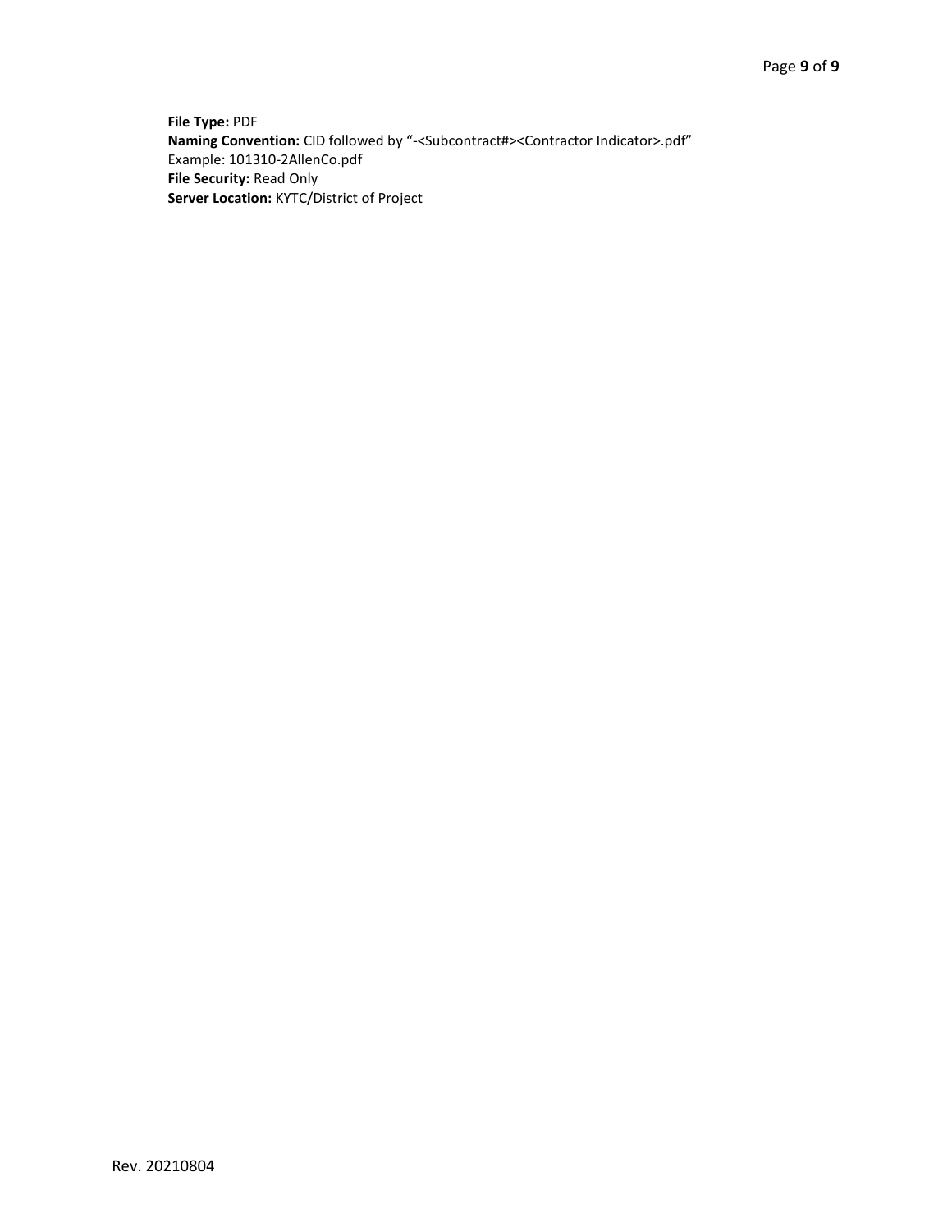**File Type:** PDF
**Naming Convention:** CID followed by "-<Subcontract#><Contractor Indicator>.pdf"
Example: 101310-2AllenCo.pdf
**File Security:** Read Only
**Server Location:** KYTC/District of Project

Rev. 20210804